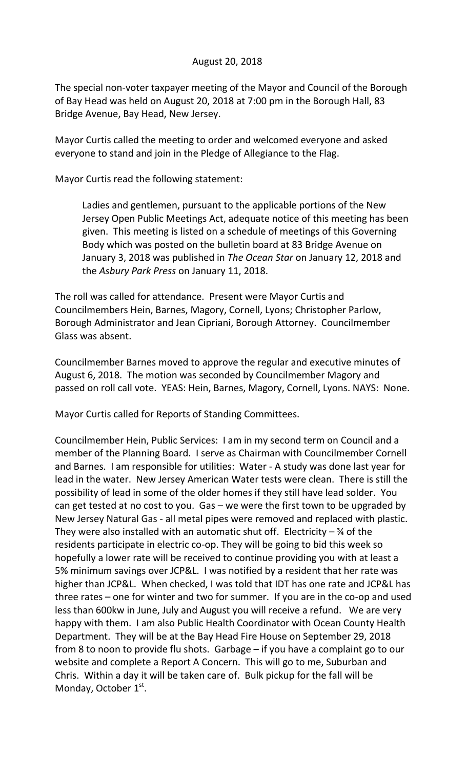August 20, 2018

The special non-voter taxpayer meeting of the Mayor and Council of the Borough of Bay Head was held on August 20, 2018 at 7:00 pm in the Borough Hall, 83 Bridge Avenue, Bay Head, New Jersey.

Mayor Curtis called the meeting to order and welcomed everyone and asked everyone to stand and join in the Pledge of Allegiance to the Flag.

Mayor Curtis read the following statement:

> Ladies and gentlemen, pursuant to the applicable portions of the New Jersey Open Public Meetings Act, adequate notice of this meeting has been given. This meeting is listed on a schedule of meetings of this Governing Body which was posted on the bulletin board at 83 Bridge Avenue on January 3, 2018 was published in *The Ocean Star* on January 12, 2018 and the *Asbury Park Press* on January 11, 2018.

The roll was called for attendance. Present were Mayor Curtis and Councilmembers Hein, Barnes, Magory, Cornell, Lyons; Christopher Parlow, Borough Administrator and Jean Cipriani, Borough Attorney. Councilmember Glass was absent.

Councilmember Barnes moved to approve the regular and executive minutes of August 6, 2018. The motion was seconded by Councilmember Magory and passed on roll call vote. YEAS: Hein, Barnes, Magory, Cornell, Lyons. NAYS: None.

Mayor Curtis called for Reports of Standing Committees.

Councilmember Hein, Public Services: I am in my second term on Council and a member of the Planning Board. I serve as Chairman with Councilmember Cornell and Barnes. I am responsible for utilities: Water - A study was done last year for lead in the water. New Jersey American Water tests were clean. There is still the possibility of lead in some of the older homes if they still have lead solder. You can get tested at no cost to you. Gas – we were the first town to be upgraded by New Jersey Natural Gas - all metal pipes were removed and replaced with plastic. They were also installed with an automatic shut off. Electricity – ¾ of the residents participate in electric co-op. They will be going to bid this week so hopefully a lower rate will be received to continue providing you with at least a 5% minimum savings over JCP&L. I was notified by a resident that her rate was higher than JCP&L. When checked, I was told that IDT has one rate and JCP&L has three rates – one for winter and two for summer. If you are in the co-op and used less than 600kw in June, July and August you will receive a refund. We are very happy with them. I am also Public Health Coordinator with Ocean County Health Department. They will be at the Bay Head Fire House on September 29, 2018 from 8 to noon to provide flu shots. Garbage – if you have a complaint go to our website and complete a Report A Concern. This will go to me, Suburban and Chris. Within a day it will be taken care of. Bulk pickup for the fall will be Monday, October 1st.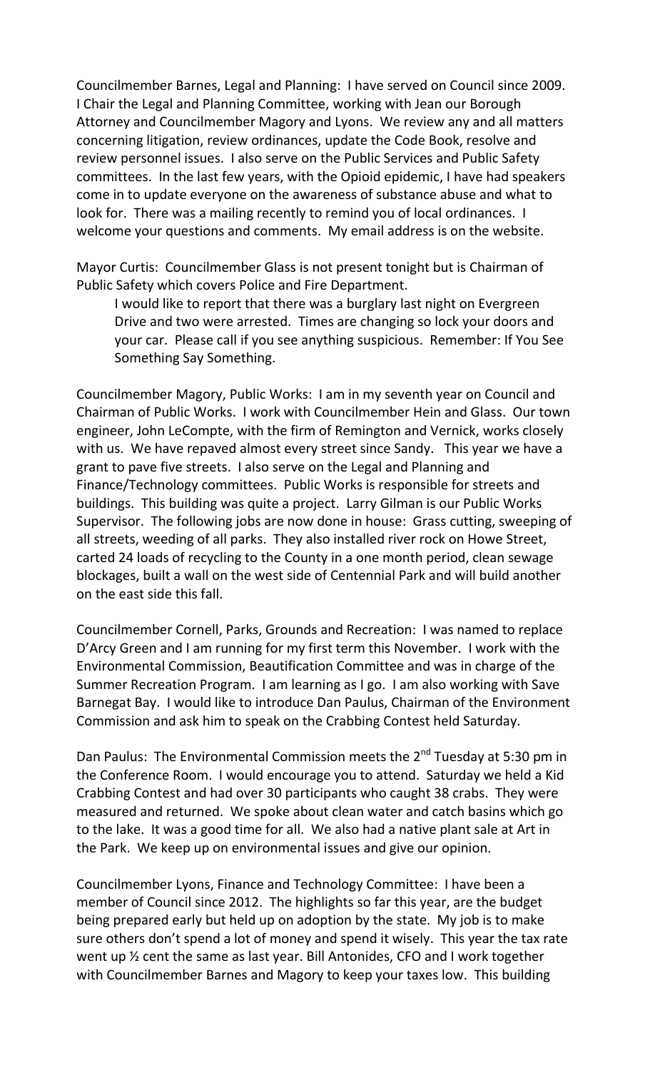Councilmember Barnes, Legal and Planning: I have served on Council since 2009. I Chair the Legal and Planning Committee, working with Jean our Borough Attorney and Councilmember Magory and Lyons. We review any and all matters concerning litigation, review ordinances, update the Code Book, resolve and review personnel issues. I also serve on the Public Services and Public Safety committees. In the last few years, with the Opioid epidemic, I have had speakers come in to update everyone on the awareness of substance abuse and what to look for. There was a mailing recently to remind you of local ordinances. I welcome your questions and comments. My email address is on the website.

Mayor Curtis: Councilmember Glass is not present tonight but is Chairman of Public Safety which covers Police and Fire Department.

> I would like to report that there was a burglary last night on Evergreen Drive and two were arrested. Times are changing so lock your doors and your car. Please call if you see anything suspicious. Remember: If You See Something Say Something.

Councilmember Magory, Public Works: I am in my seventh year on Council and Chairman of Public Works. I work with Councilmember Hein and Glass. Our town engineer, John LeCompte, with the firm of Remington and Vernick, works closely with us. We have repaved almost every street since Sandy. This year we have a grant to pave five streets. I also serve on the Legal and Planning and Finance/Technology committees. Public Works is responsible for streets and buildings. This building was quite a project. Larry Gilman is our Public Works Supervisor. The following jobs are now done in house: Grass cutting, sweeping of all streets, weeding of all parks. They also installed river rock on Howe Street, carted 24 loads of recycling to the County in a one month period, clean sewage blockages, built a wall on the west side of Centennial Park and will build another on the east side this fall.

Councilmember Cornell, Parks, Grounds and Recreation: I was named to replace D'Arcy Green and I am running for my first term this November. I work with the Environmental Commission, Beautification Committee and was in charge of the Summer Recreation Program. I am learning as I go. I am also working with Save Barnegat Bay. I would like to introduce Dan Paulus, Chairman of the Environment Commission and ask him to speak on the Crabbing Contest held Saturday.

Dan Paulus: The Environmental Commission meets the 2nd Tuesday at 5:30 pm in the Conference Room. I would encourage you to attend. Saturday we held a Kid Crabbing Contest and had over 30 participants who caught 38 crabs. They were measured and returned. We spoke about clean water and catch basins which go to the lake. It was a good time for all. We also had a native plant sale at Art in the Park. We keep up on environmental issues and give our opinion.

Councilmember Lyons, Finance and Technology Committee: I have been a member of Council since 2012. The highlights so far this year, are the budget being prepared early but held up on adoption by the state. My job is to make sure others don't spend a lot of money and spend it wisely. This year the tax rate went up ½ cent the same as last year. Bill Antonides, CFO and I work together with Councilmember Barnes and Magory to keep your taxes low. This building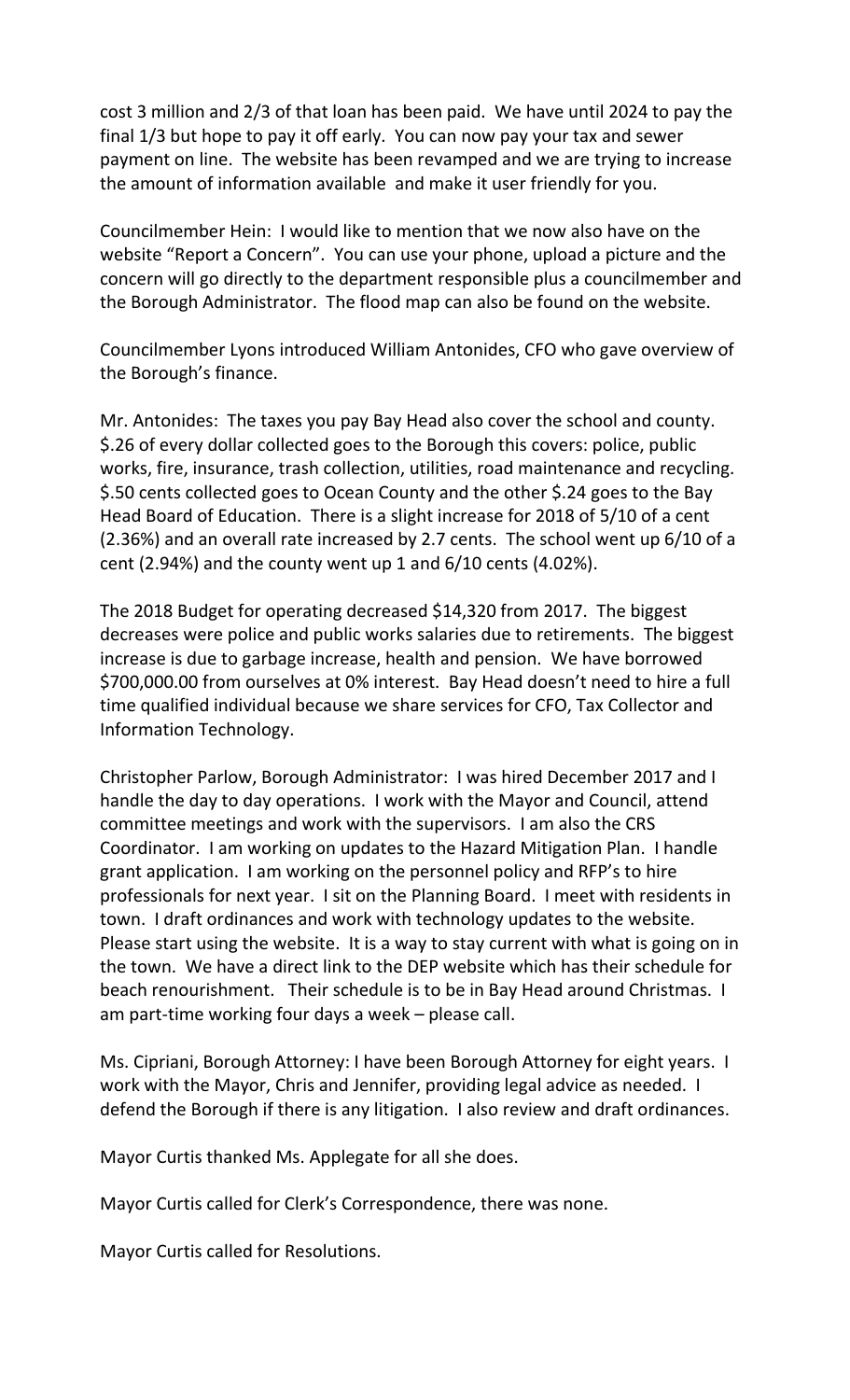cost 3 million and 2/3 of that loan has been paid. We have until 2024 to pay the final 1/3 but hope to pay it off early. You can now pay your tax and sewer payment on line. The website has been revamped and we are trying to increase the amount of information available and make it user friendly for you.

Councilmember Hein: I would like to mention that we now also have on the website "Report a Concern". You can use your phone, upload a picture and the concern will go directly to the department responsible plus a councilmember and the Borough Administrator. The flood map can also be found on the website.

Councilmember Lyons introduced William Antonides, CFO who gave overview of the Borough's finance.

Mr. Antonides: The taxes you pay Bay Head also cover the school and county. $.26 of every dollar collected goes to the Borough this covers: police, public works, fire, insurance, trash collection, utilities, road maintenance and recycling. $.50 cents collected goes to Ocean County and the other $.24 goes to the Bay Head Board of Education. There is a slight increase for 2018 of 5/10 of a cent (2.36%) and an overall rate increased by 2.7 cents. The school went up 6/10 of a cent (2.94%) and the county went up 1 and 6/10 cents (4.02%).

The 2018 Budget for operating decreased $14,320 from 2017. The biggest decreases were police and public works salaries due to retirements. The biggest increase is due to garbage increase, health and pension. We have borrowed $700,000.00 from ourselves at 0% interest. Bay Head doesn't need to hire a full time qualified individual because we share services for CFO, Tax Collector and Information Technology.

Christopher Parlow, Borough Administrator: I was hired December 2017 and I handle the day to day operations. I work with the Mayor and Council, attend committee meetings and work with the supervisors. I am also the CRS Coordinator. I am working on updates to the Hazard Mitigation Plan. I handle grant application. I am working on the personnel policy and RFP's to hire professionals for next year. I sit on the Planning Board. I meet with residents in town. I draft ordinances and work with technology updates to the website. Please start using the website. It is a way to stay current with what is going on in the town. We have a direct link to the DEP website which has their schedule for beach renourishment. Their schedule is to be in Bay Head around Christmas. I am part-time working four days a week – please call.

Ms. Cipriani, Borough Attorney: I have been Borough Attorney for eight years. I work with the Mayor, Chris and Jennifer, providing legal advice as needed. I defend the Borough if there is any litigation. I also review and draft ordinances.

Mayor Curtis thanked Ms. Applegate for all she does.

Mayor Curtis called for Clerk's Correspondence, there was none.

Mayor Curtis called for Resolutions.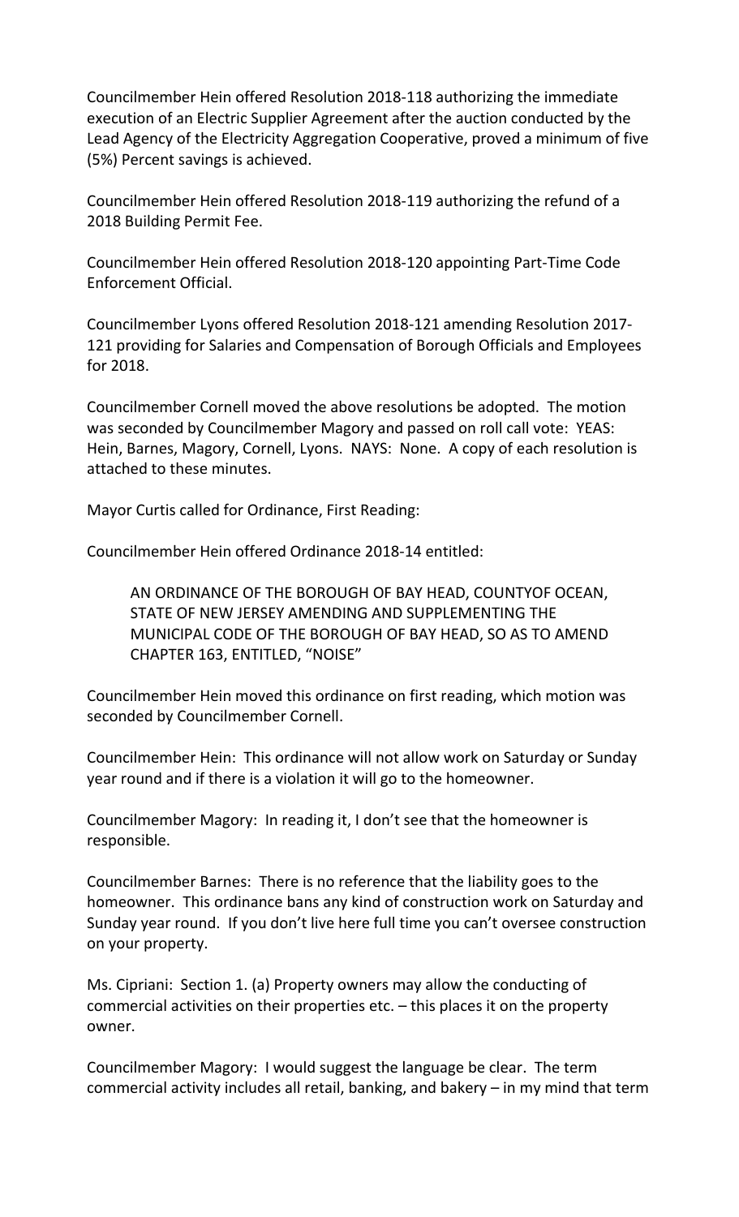Councilmember Hein offered Resolution 2018-118 authorizing the immediate execution of an Electric Supplier Agreement after the auction conducted by the Lead Agency of the Electricity Aggregation Cooperative, proved a minimum of five (5%) Percent savings is achieved.

Councilmember Hein offered Resolution 2018-119 authorizing the refund of a 2018 Building Permit Fee.

Councilmember Hein offered Resolution 2018-120 appointing Part-Time Code Enforcement Official.

Councilmember Lyons offered Resolution 2018-121 amending Resolution 2017-121 providing for Salaries and Compensation of Borough Officials and Employees for 2018.

Councilmember Cornell moved the above resolutions be adopted. The motion was seconded by Councilmember Magory and passed on roll call vote: YEAS: Hein, Barnes, Magory, Cornell, Lyons. NAYS: None. A copy of each resolution is attached to these minutes.

Mayor Curtis called for Ordinance, First Reading:

Councilmember Hein offered Ordinance 2018-14 entitled:

> AN ORDINANCE OF THE BOROUGH OF BAY HEAD, COUNTYOF OCEAN, STATE OF NEW JERSEY AMENDING AND SUPPLEMENTING THE MUNICIPAL CODE OF THE BOROUGH OF BAY HEAD, SO AS TO AMEND CHAPTER 163, ENTITLED, "NOISE"

Councilmember Hein moved this ordinance on first reading, which motion was seconded by Councilmember Cornell.

Councilmember Hein: This ordinance will not allow work on Saturday or Sunday year round and if there is a violation it will go to the homeowner.

Councilmember Magory: In reading it, I don't see that the homeowner is responsible.

Councilmember Barnes: There is no reference that the liability goes to the homeowner. This ordinance bans any kind of construction work on Saturday and Sunday year round. If you don't live here full time you can't oversee construction on your property.

Ms. Cipriani: Section 1. (a) Property owners may allow the conducting of commercial activities on their properties etc. – this places it on the property owner.

Councilmember Magory: I would suggest the language be clear. The term commercial activity includes all retail, banking, and bakery – in my mind that term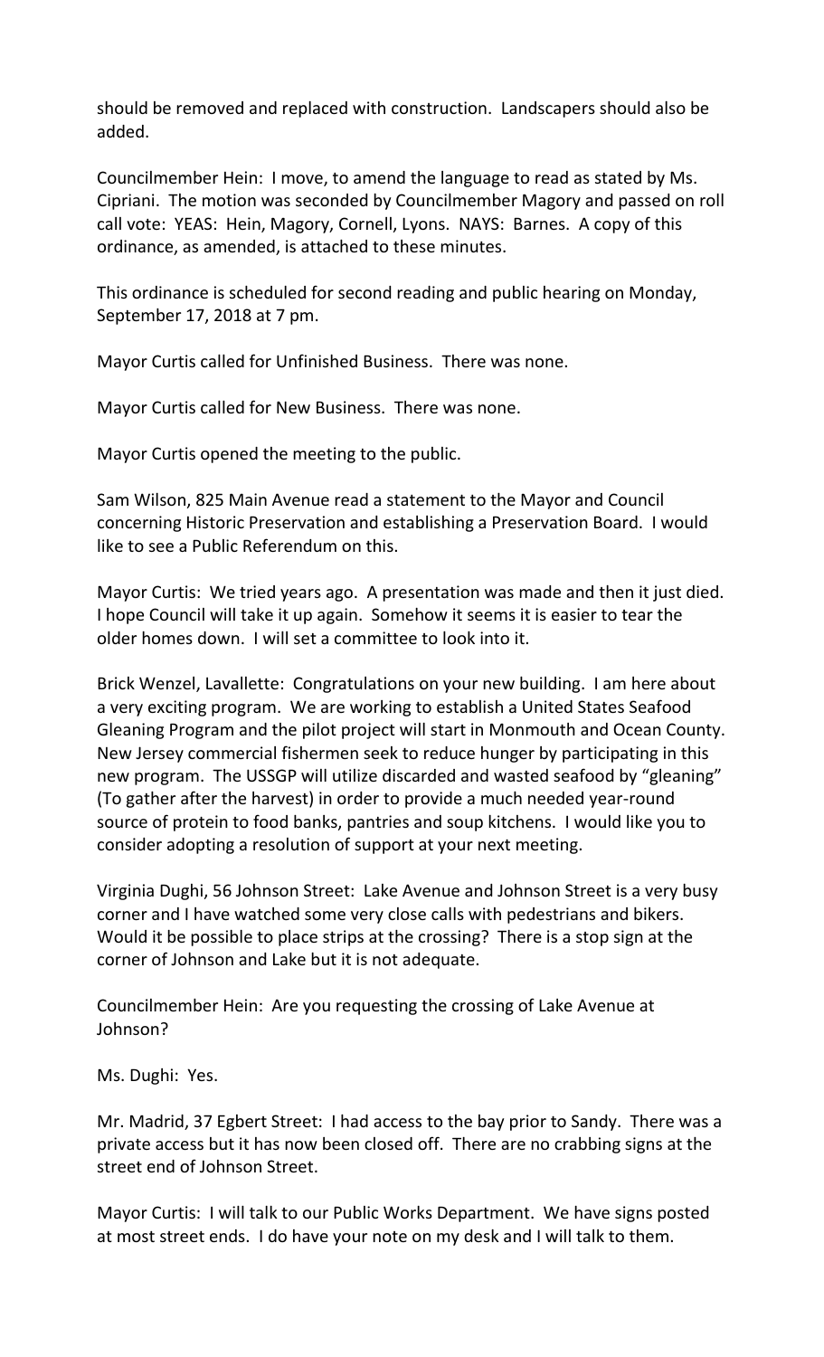should be removed and replaced with construction. Landscapers should also be added.

Councilmember Hein: I move, to amend the language to read as stated by Ms. Cipriani. The motion was seconded by Councilmember Magory and passed on roll call vote: YEAS: Hein, Magory, Cornell, Lyons. NAYS: Barnes. A copy of this ordinance, as amended, is attached to these minutes.

This ordinance is scheduled for second reading and public hearing on Monday, September 17, 2018 at 7 pm.

Mayor Curtis called for Unfinished Business. There was none.

Mayor Curtis called for New Business. There was none.

Mayor Curtis opened the meeting to the public.

Sam Wilson, 825 Main Avenue read a statement to the Mayor and Council concerning Historic Preservation and establishing a Preservation Board. I would like to see a Public Referendum on this.

Mayor Curtis: We tried years ago. A presentation was made and then it just died. I hope Council will take it up again. Somehow it seems it is easier to tear the older homes down. I will set a committee to look into it.

Brick Wenzel, Lavallette: Congratulations on your new building. I am here about a very exciting program. We are working to establish a United States Seafood Gleaning Program and the pilot project will start in Monmouth and Ocean County. New Jersey commercial fishermen seek to reduce hunger by participating in this new program. The USSGP will utilize discarded and wasted seafood by "gleaning" (To gather after the harvest) in order to provide a much needed year-round source of protein to food banks, pantries and soup kitchens. I would like you to consider adopting a resolution of support at your next meeting.

Virginia Dughi, 56 Johnson Street: Lake Avenue and Johnson Street is a very busy corner and I have watched some very close calls with pedestrians and bikers. Would it be possible to place strips at the crossing? There is a stop sign at the corner of Johnson and Lake but it is not adequate.

Councilmember Hein: Are you requesting the crossing of Lake Avenue at Johnson?

Ms. Dughi: Yes.

Mr. Madrid, 37 Egbert Street: I had access to the bay prior to Sandy. There was a private access but it has now been closed off. There are no crabbing signs at the street end of Johnson Street.

Mayor Curtis: I will talk to our Public Works Department. We have signs posted at most street ends. I do have your note on my desk and I will talk to them.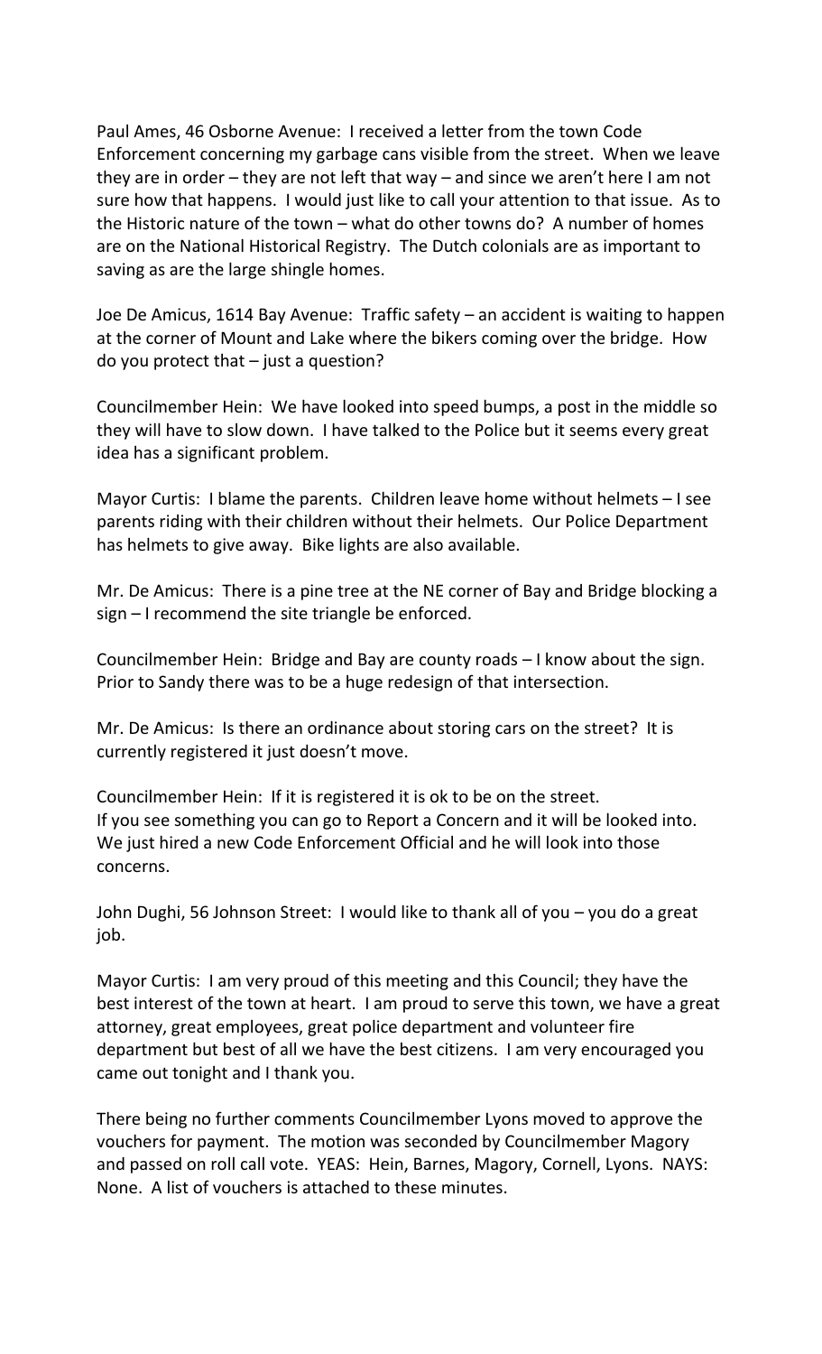Paul Ames, 46 Osborne Avenue: I received a letter from the town Code Enforcement concerning my garbage cans visible from the street. When we leave they are in order – they are not left that way – and since we aren't here I am not sure how that happens. I would just like to call your attention to that issue. As to the Historic nature of the town – what do other towns do? A number of homes are on the National Historical Registry. The Dutch colonials are as important to saving as are the large shingle homes.

Joe De Amicus, 1614 Bay Avenue: Traffic safety – an accident is waiting to happen at the corner of Mount and Lake where the bikers coming over the bridge. How do you protect that – just a question?

Councilmember Hein: We have looked into speed bumps, a post in the middle so they will have to slow down. I have talked to the Police but it seems every great idea has a significant problem.

Mayor Curtis: I blame the parents. Children leave home without helmets – I see parents riding with their children without their helmets. Our Police Department has helmets to give away. Bike lights are also available.

Mr. De Amicus: There is a pine tree at the NE corner of Bay and Bridge blocking a sign – I recommend the site triangle be enforced.

Councilmember Hein: Bridge and Bay are county roads – I know about the sign. Prior to Sandy there was to be a huge redesign of that intersection.

Mr. De Amicus: Is there an ordinance about storing cars on the street? It is currently registered it just doesn't move.

Councilmember Hein: If it is registered it is ok to be on the street.
If you see something you can go to Report a Concern and it will be looked into. We just hired a new Code Enforcement Official and he will look into those concerns.

John Dughi, 56 Johnson Street: I would like to thank all of you – you do a great job.

Mayor Curtis: I am very proud of this meeting and this Council; they have the best interest of the town at heart. I am proud to serve this town, we have a great attorney, great employees, great police department and volunteer fire department but best of all we have the best citizens. I am very encouraged you came out tonight and I thank you.

There being no further comments Councilmember Lyons moved to approve the vouchers for payment. The motion was seconded by Councilmember Magory and passed on roll call vote. YEAS: Hein, Barnes, Magory, Cornell, Lyons. NAYS: None. A list of vouchers is attached to these minutes.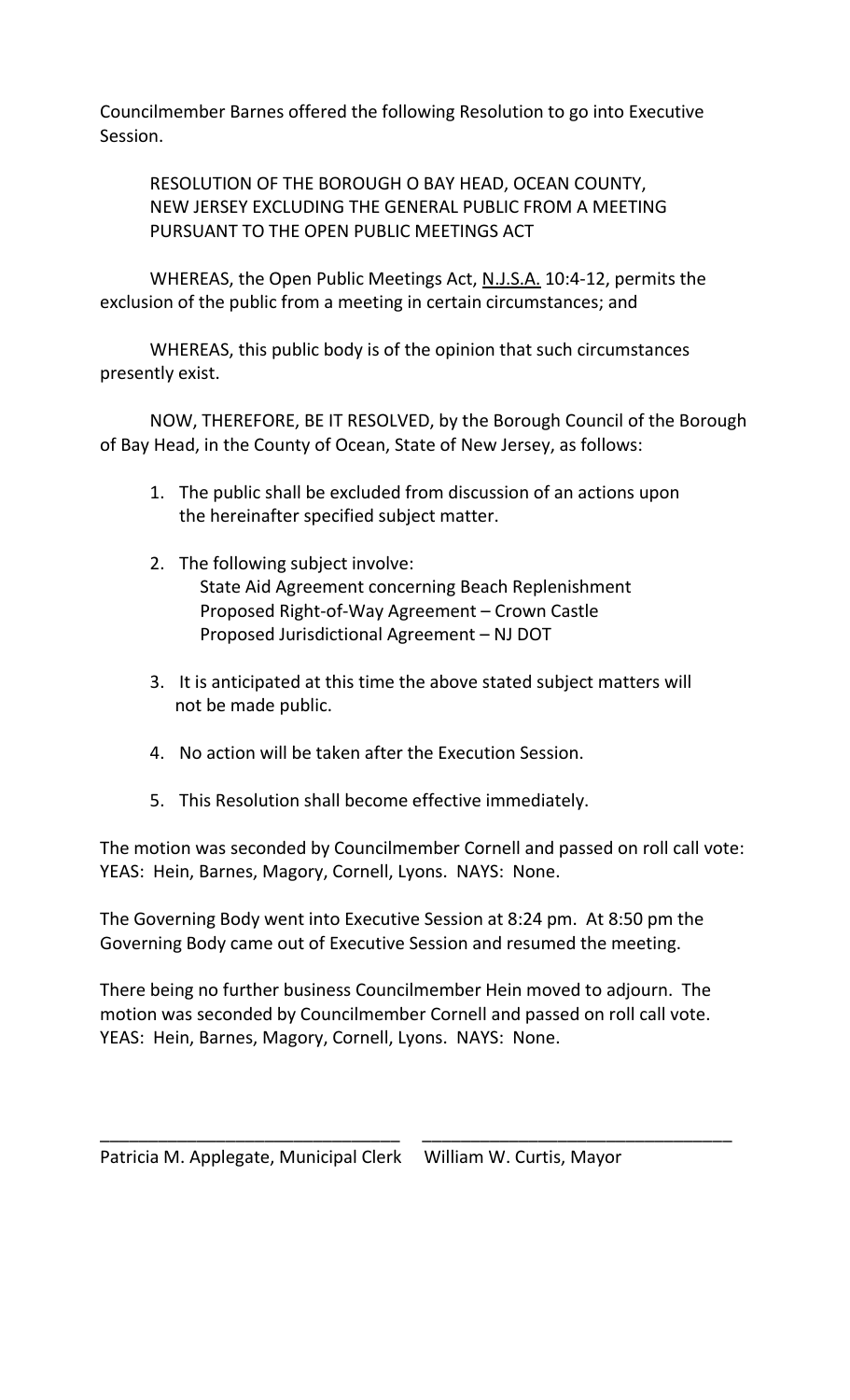Councilmember Barnes offered the following Resolution to go into Executive Session.

RESOLUTION OF THE BOROUGH O BAY HEAD, OCEAN COUNTY, NEW JERSEY EXCLUDING THE GENERAL PUBLIC FROM A MEETING PURSUANT TO THE OPEN PUBLIC MEETINGS ACT

WHEREAS, the Open Public Meetings Act, N.J.S.A. 10:4-12, permits the exclusion of the public from a meeting in certain circumstances; and

WHEREAS, this public body is of the opinion that such circumstances presently exist.

NOW, THEREFORE, BE IT RESOLVED, by the Borough Council of the Borough of Bay Head, in the County of Ocean, State of New Jersey, as follows:

1. The public shall be excluded from discussion of an actions upon the hereinafter specified subject matter.
2. The following subject involve:
   State Aid Agreement concerning Beach Replenishment
   Proposed Right-of-Way Agreement – Crown Castle
   Proposed Jurisdictional Agreement – NJ DOT
3. It is anticipated at this time the above stated subject matters will not be made public.
4. No action will be taken after the Execution Session.
5. This Resolution shall become effective immediately.

The motion was seconded by Councilmember Cornell and passed on roll call vote: YEAS: Hein, Barnes, Magory, Cornell, Lyons. NAYS: None.

The Governing Body went into Executive Session at 8:24 pm. At 8:50 pm the Governing Body came out of Executive Session and resumed the meeting.

There being no further business Councilmember Hein moved to adjourn. The motion was seconded by Councilmember Cornell and passed on roll call vote. YEAS: Hein, Barnes, Magory, Cornell, Lyons. NAYS: None.

_______________________________ _______________________________

Patricia M. Applegate, Municipal Clerk William W. Curtis, Mayor